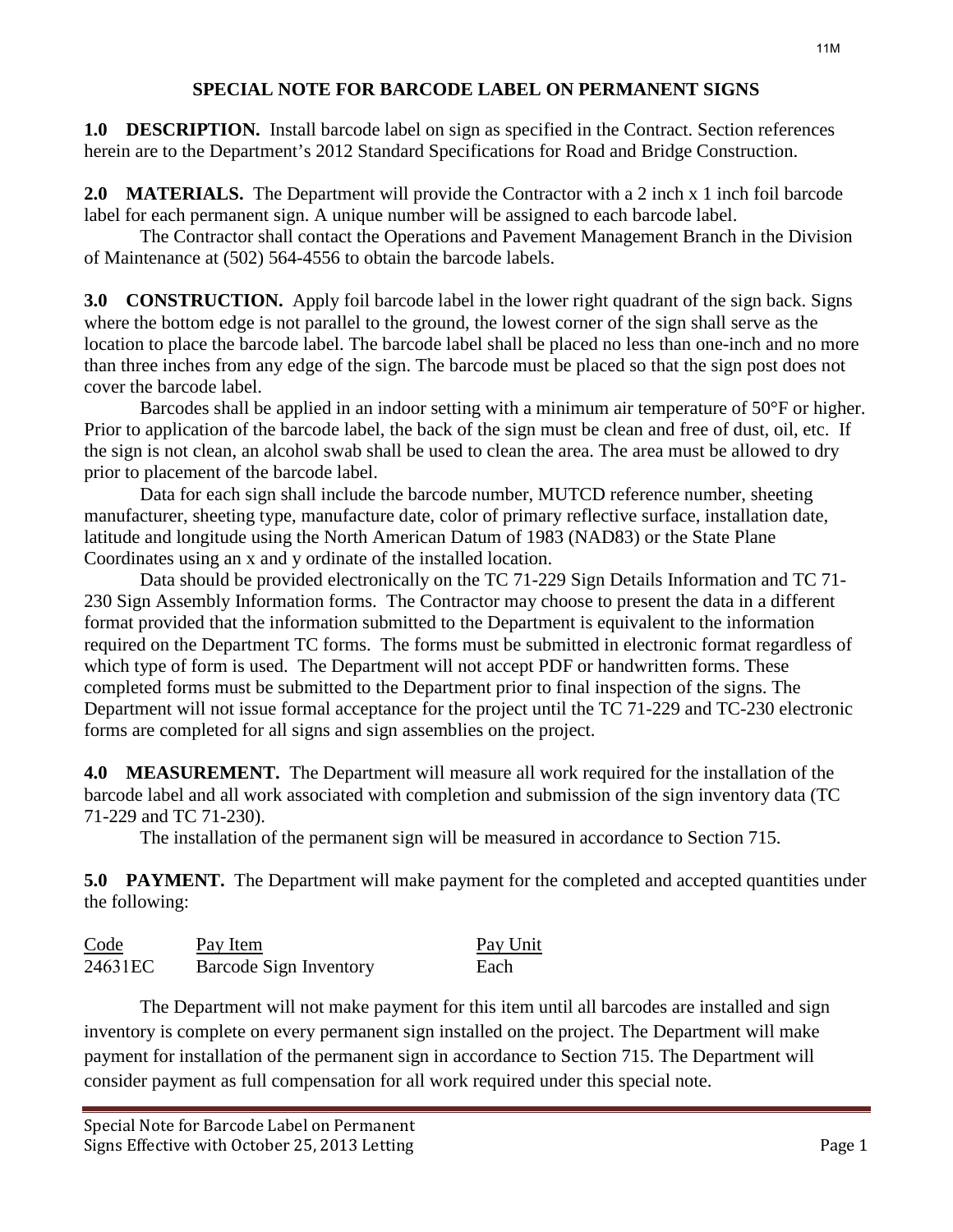## SPECIAL NOTE FOR BARCODE LABEL ON PERMANENT SIGNS

**1.0 DESCRIPTION.** Install barcode label on sign as specified in the Contract. Section references herein are to the Department's 2012 Standard Specifications for Road and Bridge Construction.

**2.0 MATERIALS.** The Department will provide the Contractor with a 2 inch x 1 inch foil barcode label for each permanent sign. A unique number will be assigned to each barcode label.

The Contractor shall contact the Operations and Pavement Management Branch in the Division of Maintenance at (502) 564-4556 to obtain the barcode labels.

**3.0 CONSTRUCTION.** Apply foil barcode label in the lower right quadrant of the sign back. Signs where the bottom edge is not parallel to the ground, the lowest corner of the sign shall serve as the location to place the barcode label. The barcode label shall be placed no less than one-inch and no more than three inches from any edge of the sign. The barcode must be placed so that the sign post does not cover the barcode label.

Barcodes shall be applied in an indoor setting with a minimum air temperature of 50°F or higher. Prior to application of the barcode label, the back of the sign must be clean and free of dust, oil, etc. If the sign is not clean, an alcohol swab shall be used to clean the area. The area must be allowed to dry prior to placement of the barcode label.

Data for each sign shall include the barcode number, MUTCD reference number, sheeting manufacturer, sheeting type, manufacture date, color of primary reflective surface, installation date, latitude and longitude using the North American Datum of 1983 (NAD83) or the State Plane Coordinates using an x and y ordinate of the installed location.

Data should be provided electronically on the TC 71-229 Sign Details Information and TC 71-230 Sign Assembly Information forms. The Contractor may choose to present the data in a different format provided that the information submitted to the Department is equivalent to the information required on the Department TC forms. The forms must be submitted in electronic format regardless of which type of form is used. The Department will not accept PDF or handwritten forms. These completed forms must be submitted to the Department prior to final inspection of the signs. The Department will not issue formal acceptance for the project until the TC 71-229 and TC-230 electronic forms are completed for all signs and sign assemblies on the project.

**4.0 MEASUREMENT.** The Department will measure all work required for the installation of the barcode label and all work associated with completion and submission of the sign inventory data (TC 71-229 and TC 71-230).

The installation of the permanent sign will be measured in accordance to Section 715.

**5.0 PAYMENT.** The Department will make payment for the completed and accepted quantities under the following:

| Code | Pay Item | Pay Unit |
|---|---|---|
| 24631EC | Barcode Sign Inventory | Each |

The Department will not make payment for this item until all barcodes are installed and sign inventory is complete on every permanent sign installed on the project. The Department will make payment for installation of the permanent sign in accordance to Section 715. The Department will consider payment as full compensation for all work required under this special note.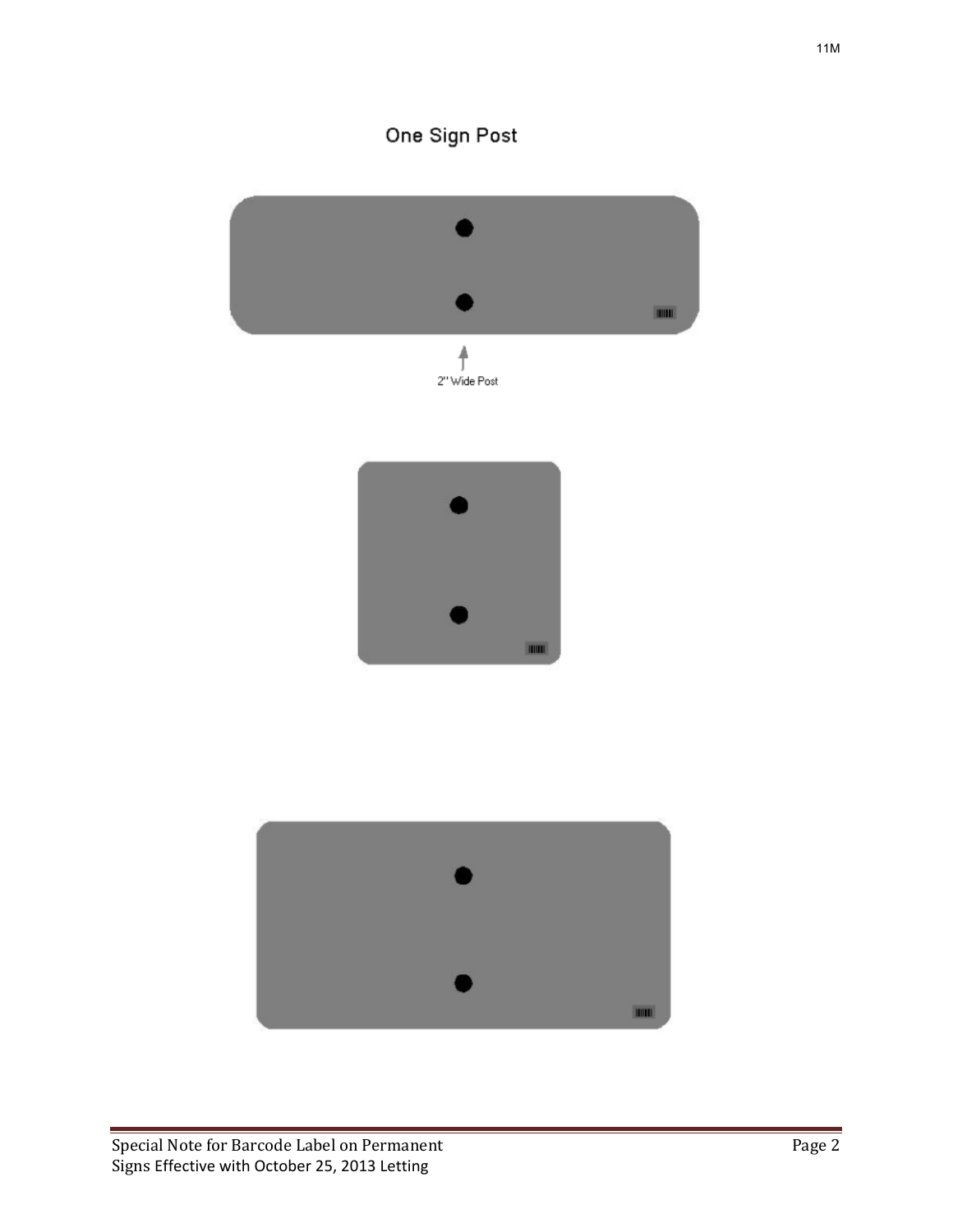## One Sign Post

2" Wide Post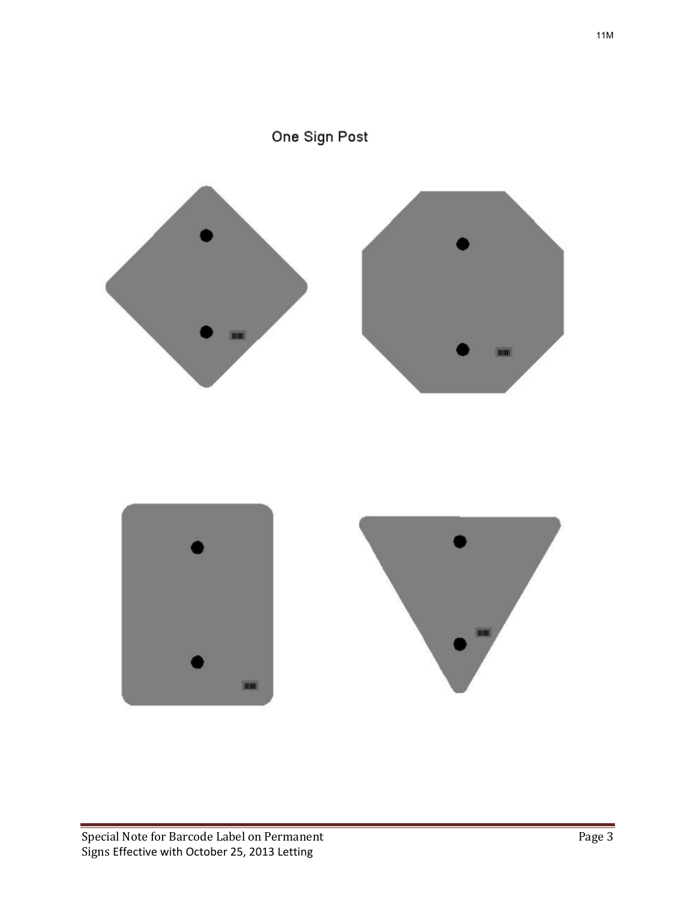One Sign Post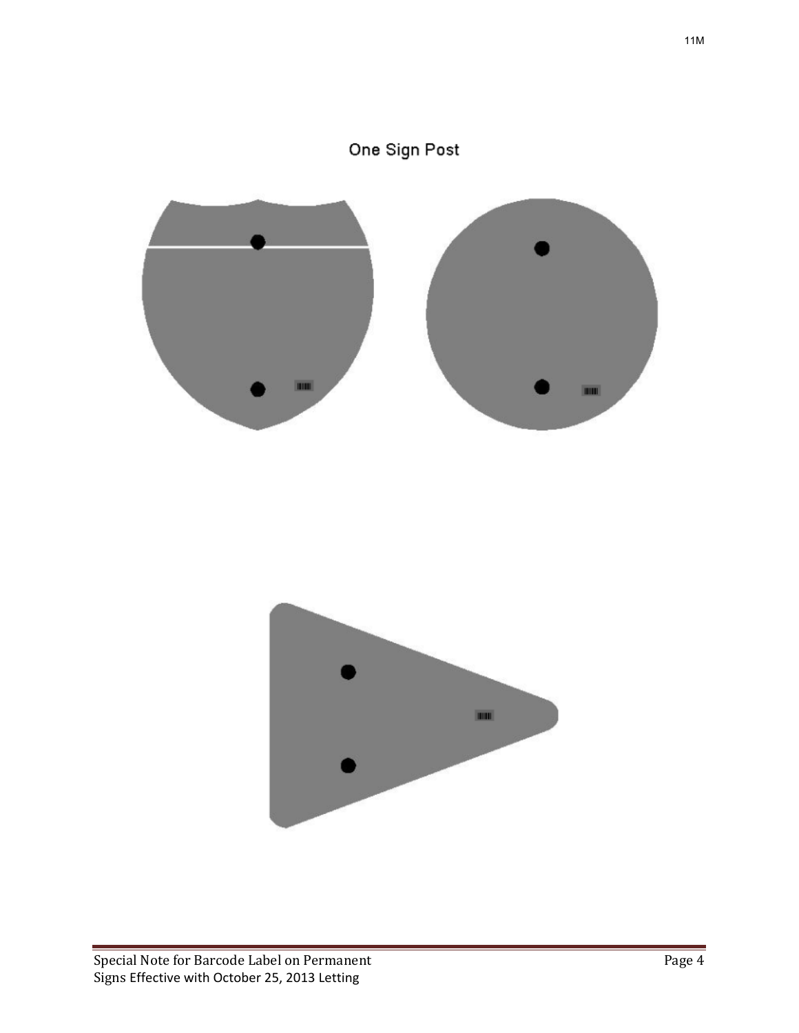One Sign Post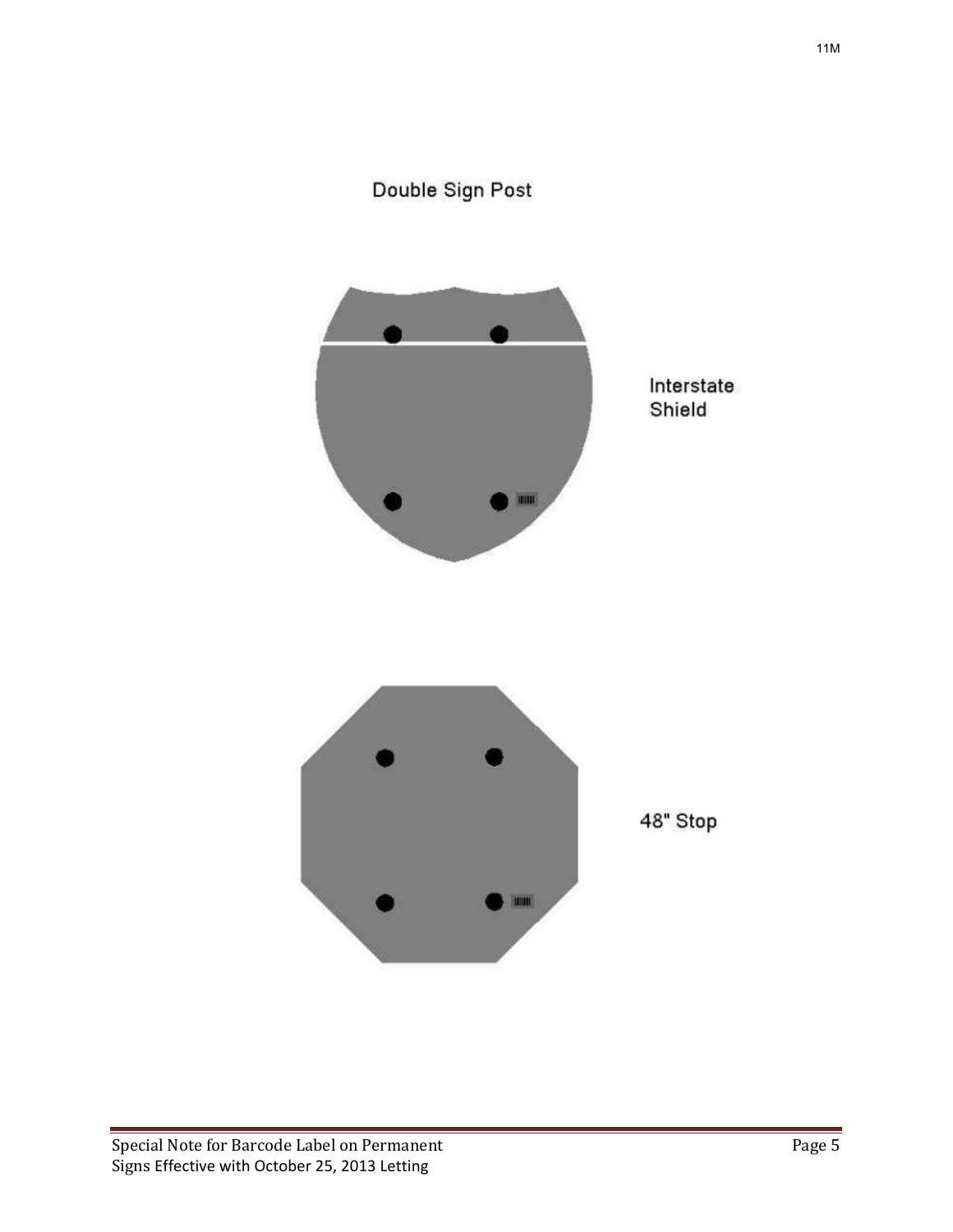## Double Sign Post

Interstate Shield

48" Stop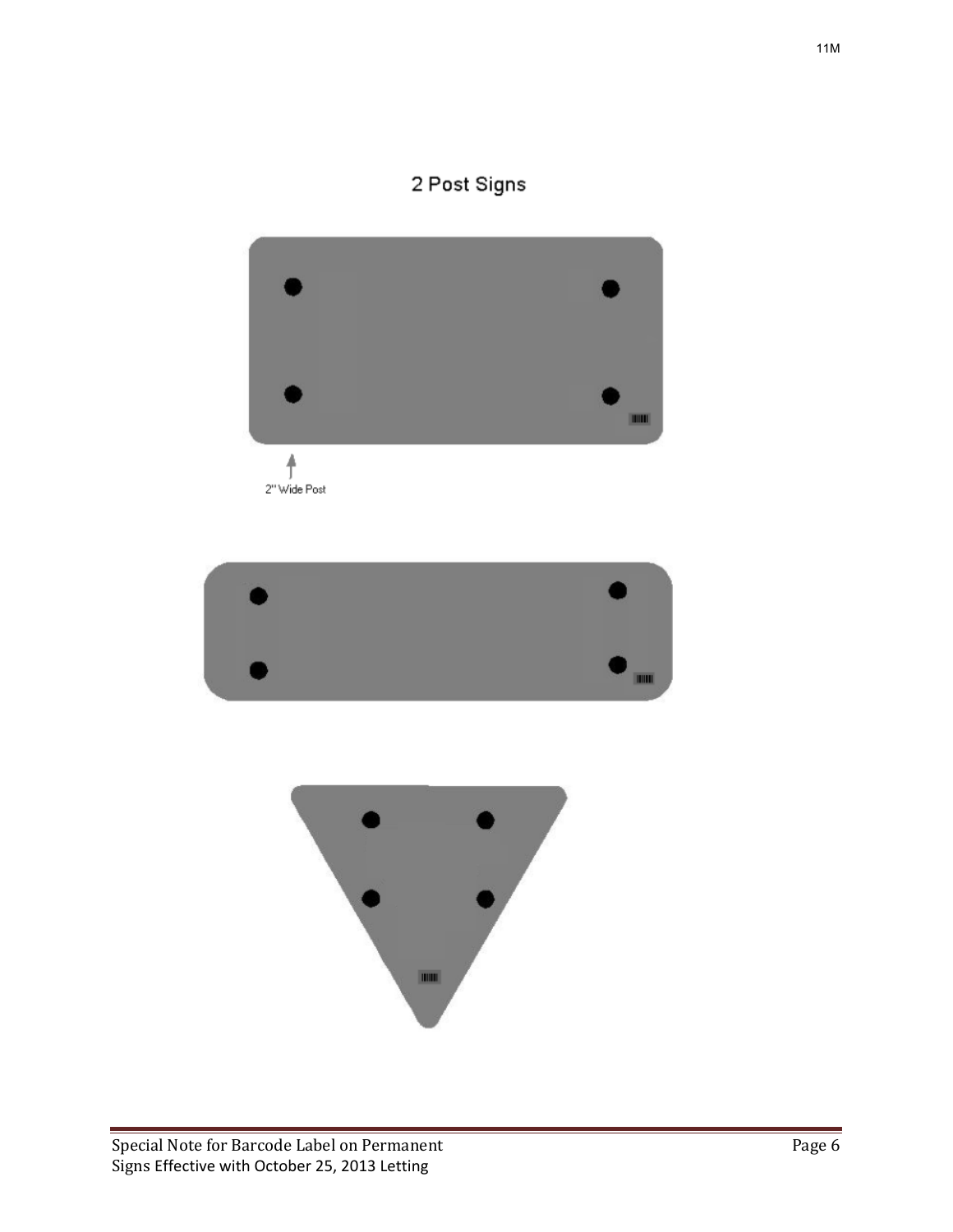## 2 Post Signs

2" Wide Post